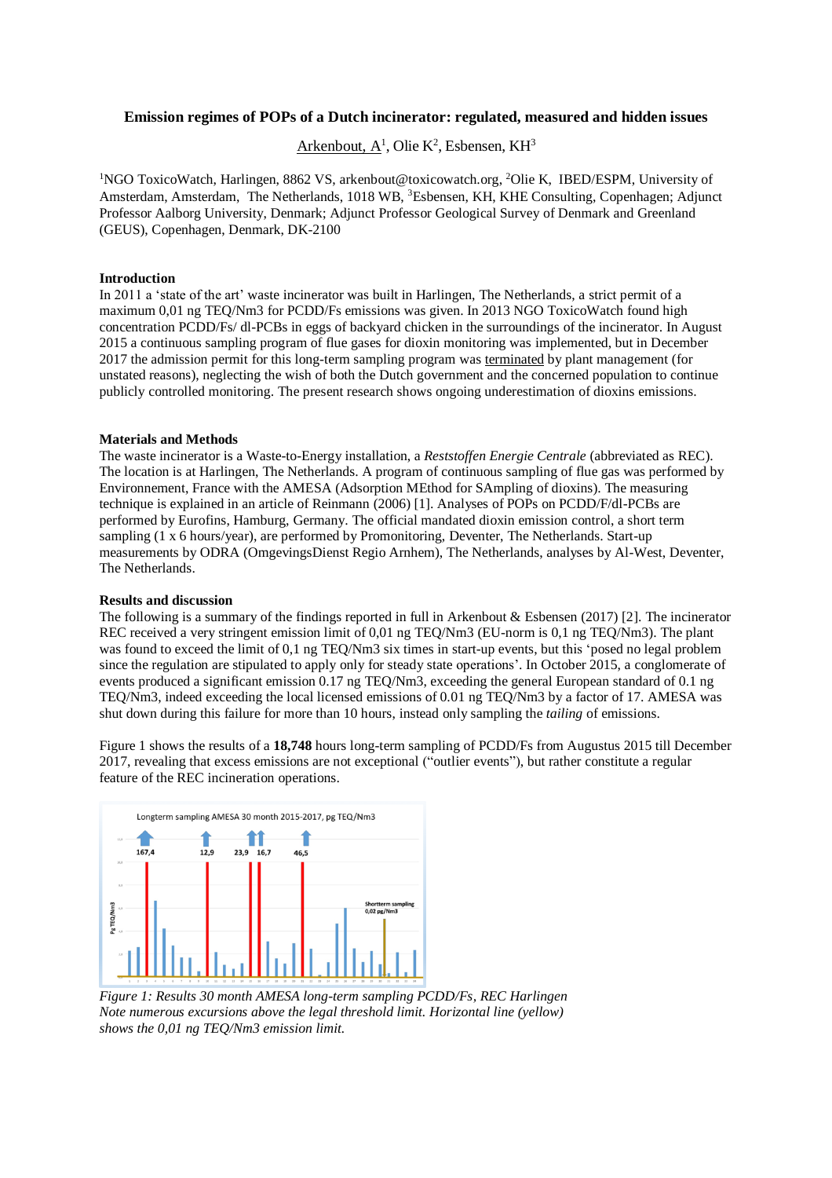**Emission regimes of POPs of a Dutch incinerator: regulated, measured and hidden issues**

Arkenbout, A[1], Olie K[2], Esbensen, KH[3]

[1]NGO ToxicoWatch, Harlingen, 8862 VS, arkenbout@toxicowatch.org, [2]Olie K, IBED/ESPM, University of Amsterdam, Amsterdam, The Netherlands, 1018 WB, [3]Esbensen, KH, KHE Consulting, Copenhagen; Adjunct Professor Aalborg University, Denmark; Adjunct Professor Geological Survey of Denmark and Greenland (GEUS), Copenhagen, Denmark, DK-2100

## Introduction

In 2011 a 'state of the art' waste incinerator was built in Harlingen, The Netherlands, a strict permit of a maximum 0,01 ng TEQ/Nm3 for PCDD/Fs emissions was given. In 2013 NGO ToxicoWatch found high concentration PCDD/Fs/ dl-PCBs in eggs of backyard chicken in the surroundings of the incinerator. In August 2015 a continuous sampling program of flue gases for dioxin monitoring was implemented, but in December 2017 the admission permit for this long-term sampling program was terminated by plant management (for unstated reasons), neglecting the wish of both the Dutch government and the concerned population to continue publicly controlled monitoring. The present research shows ongoing underestimation of dioxins emissions.

## Materials and Methods

The waste incinerator is a Waste-to-Energy installation, a *Reststoffen Energie Centrale* (abbreviated as REC). The location is at Harlingen, The Netherlands. A program of continuous sampling of flue gas was performed by Environnement, France with the AMESA (Adsorption MEthod for SAmpling of dioxins). The measuring technique is explained in an article of Reinmann (2006) [1]. Analyses of POPs on PCDD/F/dl-PCBs are performed by Eurofins, Hamburg, Germany. The official mandated dioxin emission control, a short term sampling (1 x 6 hours/year), are performed by Promonitoring, Deventer, The Netherlands. Start-up measurements by ODRA (OmgevingsDienst Regio Arnhem), The Netherlands, analyses by Al-West, Deventer, The Netherlands.

## Results and discussion

The following is a summary of the findings reported in full in Arkenbout & Esbensen (2017) [2]. The incinerator REC received a very stringent emission limit of 0,01 ng TEQ/Nm3 (EU-norm is 0,1 ng TEQ/Nm3). The plant was found to exceed the limit of 0,1 ng TEQ/Nm3 six times in start-up events, but this 'posed no legal problem since the regulation are stipulated to apply only for steady state operations'. In October 2015, a conglomerate of events produced a significant emission 0.17 ng TEQ/Nm3, exceeding the general European standard of 0.1 ng TEQ/Nm3, indeed exceeding the local licensed emissions of 0.01 ng TEQ/Nm3 by a factor of 17. AMESA was shut down during this failure for more than 10 hours, instead only sampling the *tailing* of emissions.

Figure 1 shows the results of a **18,748** hours long-term sampling of PCDD/Fs from Augustus 2015 till December 2017, revealing that excess emissions are not exceptional ("outlier events"), but rather constitute a regular feature of the REC incineration operations.

*Figure 1: Results 30 month AMESA long-term sampling PCDD/Fs, REC Harlingen Note numerous excursions above the legal threshold limit. Horizontal line (yellow) shows the 0,01 ng TEQ/Nm3 emission limit.*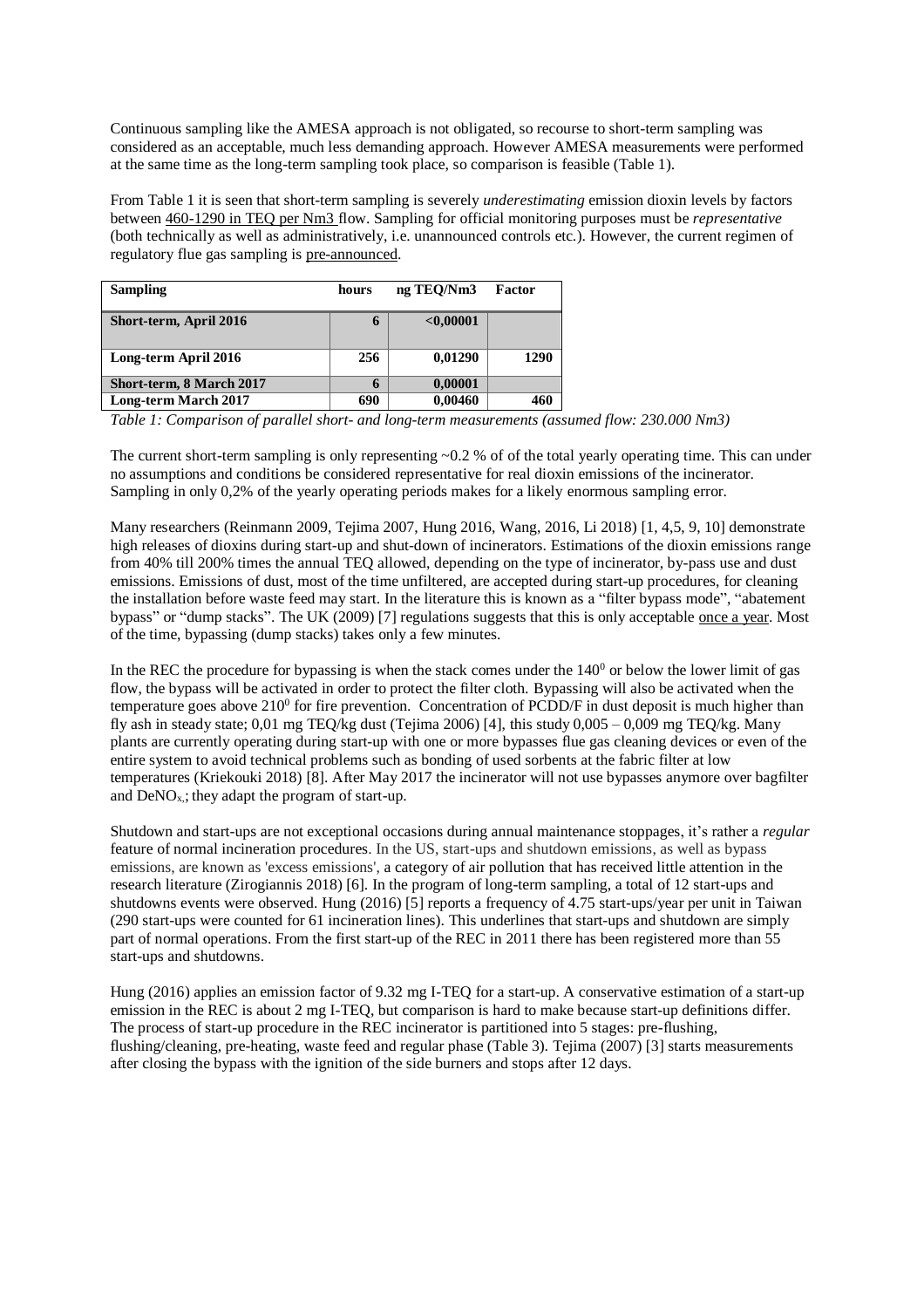Continuous sampling like the AMESA approach is not obligated, so recourse to short-term sampling was considered as an acceptable, much less demanding approach. However AMESA measurements were performed at the same time as the long-term sampling took place, so comparison is feasible (Table 1).

From Table 1 it is seen that short-term sampling is severely *underestimating* emission dioxin levels by factors between 460-1290 in TEQ per Nm3 flow. Sampling for official monitoring purposes must be *representative* (both technically as well as administratively, i.e. unannounced controls etc.). However, the current regimen of regulatory flue gas sampling is pre-announced.

| Sampling | hours | ng TEQ/Nm3 | Factor |
|---|---|---|---|
| Short-term, April 2016 | 6 | <0,00001 | |
| Long-term April 2016 | 256 | 0,01290 | 1290 |
| Short-term, 8 March 2017 | 6 | 0,00001 | |
| Long-term March 2017 | 690 | 0,00460 | 460 |

*Table 1: Comparison of parallel short- and long-term measurements (assumed flow: 230.000 Nm3)*

The current short-term sampling is only representing ~0.2 % of of the total yearly operating time. This can under no assumptions and conditions be considered representative for real dioxin emissions of the incinerator. Sampling in only 0,2% of the yearly operating periods makes for a likely enormous sampling error.

Many researchers (Reinmann 2009, Tejima 2007, Hung 2016, Wang, 2016, Li 2018) [1, 4,5, 9, 10] demonstrate high releases of dioxins during start-up and shut-down of incinerators. Estimations of the dioxin emissions range from 40% till 200% times the annual TEQ allowed, depending on the type of incinerator, by-pass use and dust emissions. Emissions of dust, most of the time unfiltered, are accepted during start-up procedures, for cleaning the installation before waste feed may start. In the literature this is known as a "filter bypass mode", "abatement bypass" or "dump stacks". The UK (2009) [7] regulations suggests that this is only acceptable once a year. Most of the time, bypassing (dump stacks) takes only a few minutes.

In the REC the procedure for bypassing is when the stack comes under the $140^0$ or below the lower limit of gas flow, the bypass will be activated in order to protect the filter cloth. Bypassing will also be activated when the temperature goes above $210^0$ for fire prevention. Concentration of PCDD/F in dust deposit is much higher than fly ash in steady state; 0,01 mg TEQ/kg dust (Tejima 2006) [4], this study 0,005 – 0,009 mg TEQ/kg. Many plants are currently operating during start-up with one or more bypasses flue gas cleaning devices or even of the entire system to avoid technical problems such as bonding of used sorbents at the fabric filter at low temperatures (Kriekouki 2018) [8]. After May 2017 the incinerator will not use bypasses anymore over bagfilter and $DeNO_x$; they adapt the program of start-up.

Shutdown and start-ups are not exceptional occasions during annual maintenance stoppages, it's rather a *regular* feature of normal incineration procedures. In the US, start-ups and shutdown emissions, as well as bypass emissions, are known as 'excess emissions', a category of air pollution that has received little attention in the research literature (Zirogiannis 2018) [6]. In the program of long-term sampling, a total of 12 start-ups and shutdowns events were observed. Hung (2016) [5] reports a frequency of 4.75 start-ups/year per unit in Taiwan (290 start-ups were counted for 61 incineration lines). This underlines that start-ups and shutdown are simply part of normal operations. From the first start-up of the REC in 2011 there has been registered more than 55 start-ups and shutdowns.

Hung (2016) applies an emission factor of 9.32 mg I-TEQ for a start-up. A conservative estimation of a start-up emission in the REC is about 2 mg I-TEQ, but comparison is hard to make because start-up definitions differ. The process of start-up procedure in the REC incinerator is partitioned into 5 stages: pre-flushing, flushing/cleaning, pre-heating, waste feed and regular phase (Table 3). Tejima (2007) [3] starts measurements after closing the bypass with the ignition of the side burners and stops after 12 days.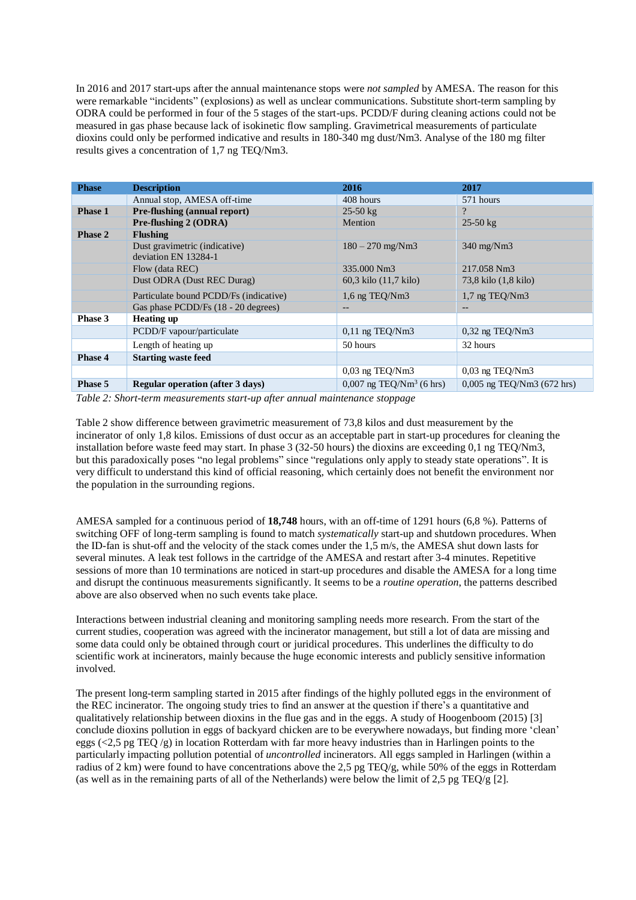In 2016 and 2017 start-ups after the annual maintenance stops were *not sampled* by AMESA. The reason for this were remarkable "incidents" (explosions) as well as unclear communications. Substitute short-term sampling by ODRA could be performed in four of the 5 stages of the start-ups. PCDD/F during cleaning actions could not be measured in gas phase because lack of isokinetic flow sampling. Gravimetrical measurements of particulate dioxins could only be performed indicative and results in 180-340 mg dust/Nm3. Analyse of the 180 mg filter results gives a concentration of 1,7 ng TEQ/Nm3.

| Phase | Description | 2016 | 2017 |
|---|---|---|---|
| | Annual stop, AMESA off-time | 408 hours | 571 hours |
| **Phase 1** | **Pre-flushing (annual report)** | 25-50 kg | ? |
| | **Pre-flushing 2 (ODRA)** | Mention | 25-50 kg |
| **Phase 2** | **Flushing** | | |
| | Dust gravimetric (indicative) deviation EN 13284-1 | 180 – 270 mg/Nm3 | 340 mg/Nm3 |
| | Flow (data REC) | 335.000 Nm3 | 217.058 Nm3 |
| | Dust ODRA (Dust REC Durag) | 60,3 kilo (11,7 kilo) | 73,8 kilo (1,8 kilo) |
| | Particulate bound PCDD/Fs (indicative) | 1,6 ng TEQ/Nm3 | 1,7 ng TEQ/Nm3 |
| | Gas phase PCDD/Fs (18 - 20 degrees) | -- | -- |
| **Phase 3** | **Heating up** | | |
| | PCDD/F vapour/particulate | 0,11 ng TEQ/Nm3 | 0,32 ng TEQ/Nm3 |
| | Length of heating up | 50 hours | 32 hours |
| **Phase 4** | **Starting waste feed** | | |
| | | 0,03 ng TEQ/Nm3 | 0,03 ng TEQ/Nm3 |
| **Phase 5** | **Regular operation (after 3 days)** | 0,007 ng TEQ/Nm$^3$ (6 hrs) | 0,005 ng TEQ/Nm3 (672 hrs) |

*Table 2: Short-term measurements start-up after annual maintenance stoppage*

Table 2 show difference between gravimetric measurement of 73,8 kilos and dust measurement by the incinerator of only 1,8 kilos. Emissions of dust occur as an acceptable part in start-up procedures for cleaning the installation before waste feed may start. In phase 3 (32-50 hours) the dioxins are exceeding 0,1 ng TEQ/Nm3, but this paradoxically poses "no legal problems" since "regulations only apply to steady state operations". It is very difficult to understand this kind of official reasoning, which certainly does not benefit the environment nor the population in the surrounding regions.

AMESA sampled for a continuous period of **18,748** hours, with an off-time of 1291 hours (6,8 %). Patterns of switching OFF of long-term sampling is found to match *systematically* start-up and shutdown procedures. When the ID-fan is shut-off and the velocity of the stack comes under the 1,5 m/s, the AMESA shut down lasts for several minutes. A leak test follows in the cartridge of the AMESA and restart after 3-4 minutes. Repetitive sessions of more than 10 terminations are noticed in start-up procedures and disable the AMESA for a long time and disrupt the continuous measurements significantly. It seems to be a *routine operation*, the patterns described above are also observed when no such events take place.

Interactions between industrial cleaning and monitoring sampling needs more research. From the start of the current studies, cooperation was agreed with the incinerator management, but still a lot of data are missing and some data could only be obtained through court or juridical procedures. This underlines the difficulty to do scientific work at incinerators, mainly because the huge economic interests and publicly sensitive information involved.

The present long-term sampling started in 2015 after findings of the highly polluted eggs in the environment of the REC incinerator. The ongoing study tries to find an answer at the question if there's a quantitative and qualitatively relationship between dioxins in the flue gas and in the eggs. A study of Hoogenboom (2015) [3] conclude dioxins pollution in eggs of backyard chicken are to be everywhere nowadays, but finding more 'clean' eggs (<2,5 pg TEQ /g) in location Rotterdam with far more heavy industries than in Harlingen points to the particularly impacting pollution potential of *uncontrolled* incinerators. All eggs sampled in Harlingen (within a radius of 2 km) were found to have concentrations above the 2,5 pg TEQ/g, while 50% of the eggs in Rotterdam (as well as in the remaining parts of all of the Netherlands) were below the limit of 2,5 pg TEQ/g [2].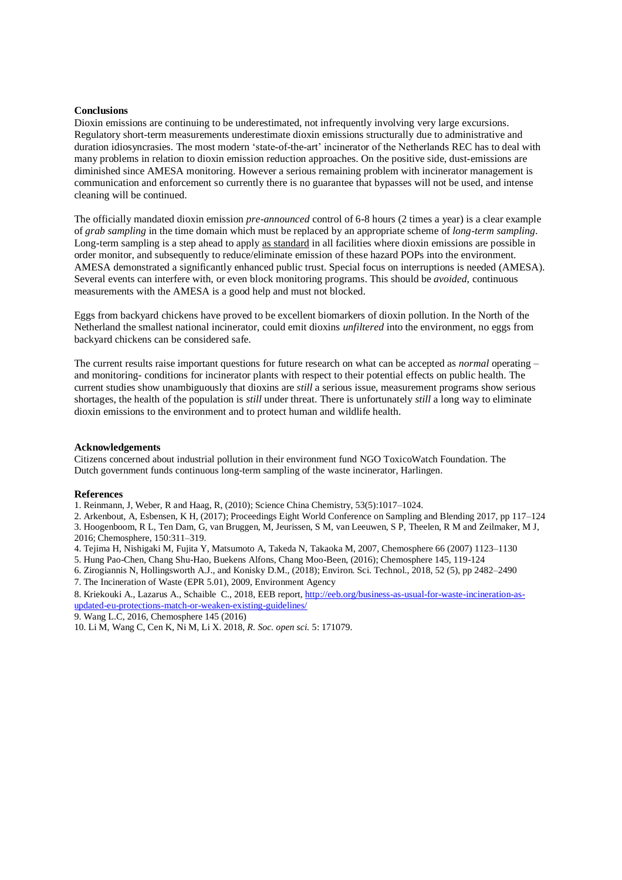## Conclusions

Dioxin emissions are continuing to be underestimated, not infrequently involving very large excursions. Regulatory short-term measurements underestimate dioxin emissions structurally due to administrative and duration idiosyncrasies. The most modern 'state-of-the-art' incinerator of the Netherlands REC has to deal with many problems in relation to dioxin emission reduction approaches. On the positive side, dust-emissions are diminished since AMESA monitoring. However a serious remaining problem with incinerator management is communication and enforcement so currently there is no guarantee that bypasses will not be used, and intense cleaning will be continued.

The officially mandated dioxin emission *pre-announced* control of 6-8 hours (2 times a year) is a clear example of *grab sampling* in the time domain which must be replaced by an appropriate scheme of *long-term sampling*. Long-term sampling is a step ahead to apply as standard in all facilities where dioxin emissions are possible in order monitor, and subsequently to reduce/eliminate emission of these hazard POPs into the environment. AMESA demonstrated a significantly enhanced public trust. Special focus on interruptions is needed (AMESA). Several events can interfere with, or even block monitoring programs. This should be *avoided*, continuous measurements with the AMESA is a good help and must not blocked.

Eggs from backyard chickens have proved to be excellent biomarkers of dioxin pollution. In the North of the Netherland the smallest national incinerator, could emit dioxins *unfiltered* into the environment, no eggs from backyard chickens can be considered safe.

The current results raise important questions for future research on what can be accepted as *normal* operating – and monitoring- conditions for incinerator plants with respect to their potential effects on public health. The current studies show unambiguously that dioxins are *still* a serious issue, measurement programs show serious shortages, the health of the population is *still* under threat. There is unfortunately *still* a long way to eliminate dioxin emissions to the environment and to protect human and wildlife health.

## Acknowledgements

Citizens concerned about industrial pollution in their environment fund NGO ToxicoWatch Foundation. The Dutch government funds continuous long-term sampling of the waste incinerator, Harlingen.

## References

1. Reinmann, J, Weber, R and Haag, R, (2010); Science China Chemistry, 53(5):1017–1024.
2. Arkenbout, A, Esbensen, K H, (2017); Proceedings Eight World Conference on Sampling and Blending 2017, pp 117–124
3. Hoogenboom, R L, Ten Dam, G, van Bruggen, M, Jeurissen, S M, van Leeuwen, S P, Theelen, R M and Zeilmaker, M J, 2016; Chemosphere, 150:311–319.
4. Tejima H, Nishigaki M, Fujita Y, Matsumoto A, Takeda N, Takaoka M, 2007, Chemosphere 66 (2007) 1123–1130
5. Hung Pao-Chen, Chang Shu-Hao, Buekens Alfons, Chang Moo-Been, (2016); Chemosphere 145, 119-124
6. Zirogiannis N, Hollingsworth A.J., and Konisky D.M., (2018); Environ. Sci. Technol., 2018, 52 (5), pp 2482–2490
7. The Incineration of Waste (EPR 5.01), 2009, Environment Agency
8. Kriekouki A., Lazarus A., Schaible C., 2018, EEB report, http://eeb.org/business-as-usual-for-waste-incineration-as-updated-eu-protections-match-or-weaken-existing-guidelines/
9. Wang L.C, 2016, Chemosphere 145 (2016)
10. Li M, Wang C, Cen K, Ni M, Li X. 2018, *R. Soc. open sci.* 5: 171079.